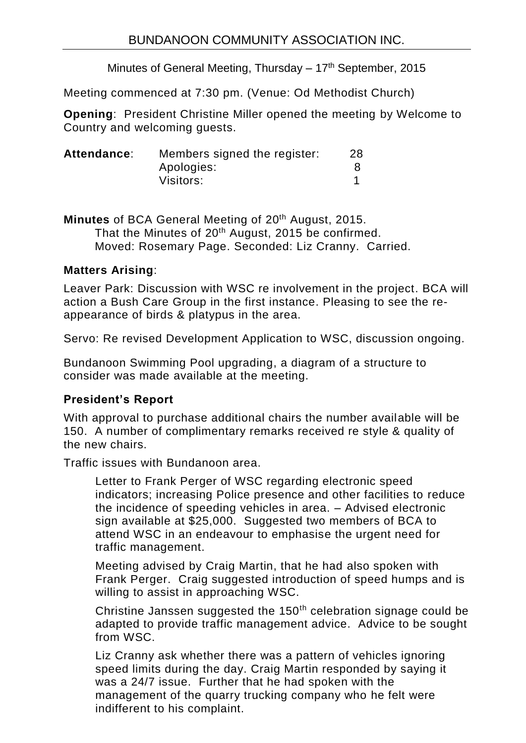# BUNDANOON COMMUNITY ASSOCIATION INC.

Minutes of General Meeting, Thursday – 17th September, 2015

Meeting commenced at 7:30 pm. (Venue: Od Methodist Church)

**Opening**: President Christine Miller opened the meeting by Welcome to Country and welcoming guests.

| **Attendance**: | Members signed the register: | 28 |
|---|---|---|
| | Apologies: | 8 |
| | Visitors: | 1 |

**Minutes** of BCA General Meeting of 20th August, 2015.

That the Minutes of 20th August, 2015 be confirmed.
Moved: Rosemary Page. Seconded: Liz Cranny. Carried.

**Matters Arising**:

Leaver Park: Discussion with WSC re involvement in the project. BCA will action a Bush Care Group in the first instance. Pleasing to see the re-appearance of birds & platypus in the area.

Servo: Re revised Development Application to WSC, discussion ongoing.

Bundanoon Swimming Pool upgrading, a diagram of a structure to consider was made available at the meeting.

**President's Report**

With approval to purchase additional chairs the number available will be 150. A number of complimentary remarks received re style & quality of the new chairs.

Traffic issues with Bundanoon area.

Letter to Frank Perger of WSC regarding electronic speed indicators; increasing Police presence and other facilities to reduce the incidence of speeding vehicles in area. – Advised electronic sign available at $25,000. Suggested two members of BCA to attend WSC in an endeavour to emphasise the urgent need for traffic management.

Meeting advised by Craig Martin, that he had also spoken with Frank Perger. Craig suggested introduction of speed humps and is willing to assist in approaching WSC.

Christine Janssen suggested the 150th celebration signage could be adapted to provide traffic management advice. Advice to be sought from WSC.

Liz Cranny ask whether there was a pattern of vehicles ignoring speed limits during the day. Craig Martin responded by saying it was a 24/7 issue. Further that he had spoken with the management of the quarry trucking company who he felt were indifferent to his complaint.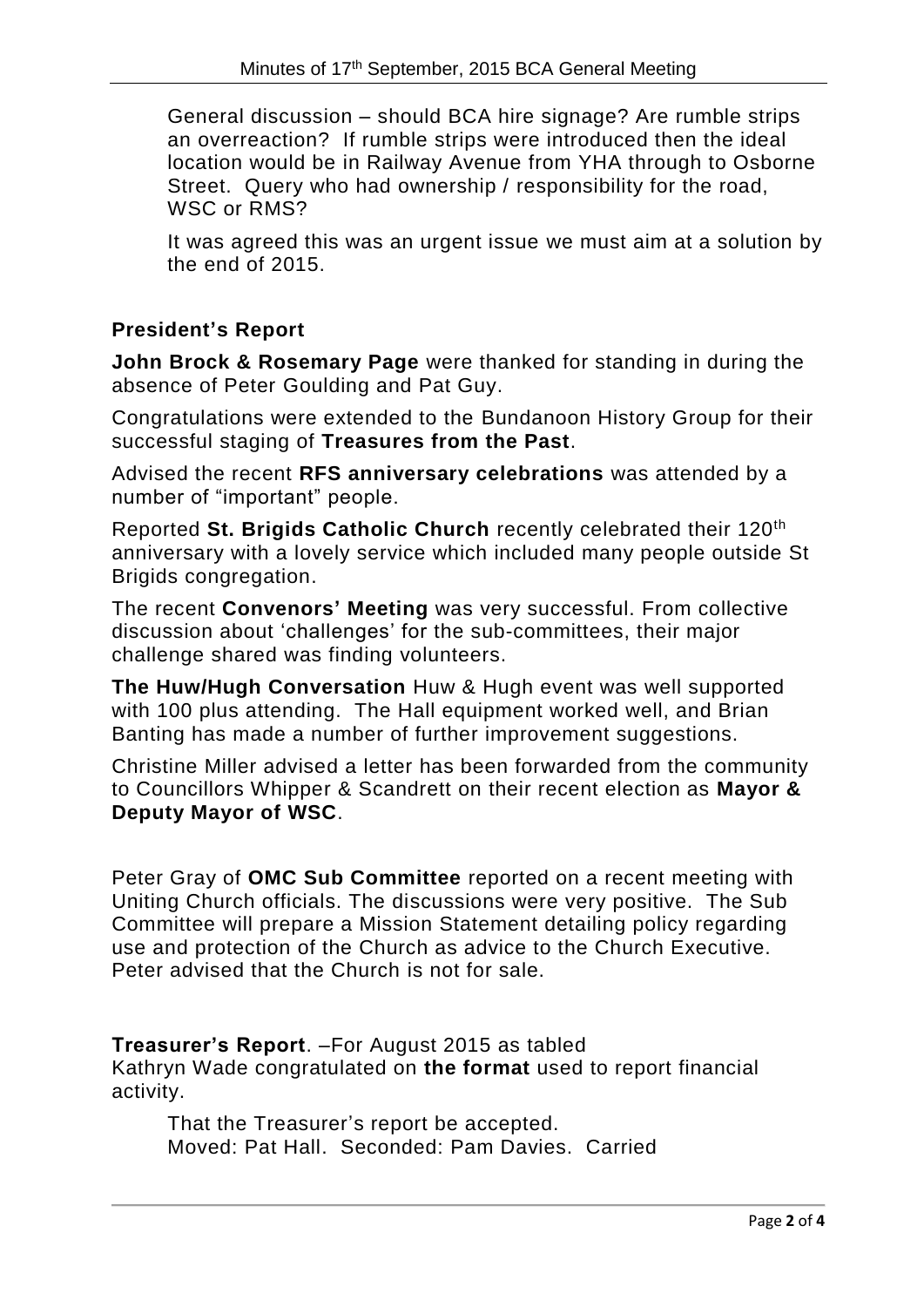General discussion – should BCA hire signage? Are rumble strips an overreaction? If rumble strips were introduced then the ideal location would be in Railway Avenue from YHA through to Osborne Street. Query who had ownership / responsibility for the road, WSC or RMS?

It was agreed this was an urgent issue we must aim at a solution by the end of 2015.

## President's Report

**John Brock & Rosemary Page** were thanked for standing in during the absence of Peter Goulding and Pat Guy.

Congratulations were extended to the Bundanoon History Group for their successful staging of **Treasures from the Past**.

Advised the recent **RFS anniversary celebrations** was attended by a number of "important" people.

Reported **St. Brigids Catholic Church** recently celebrated their 120th anniversary with a lovely service which included many people outside St Brigids congregation.

The recent **Convenors' Meeting** was very successful. From collective discussion about 'challenges' for the sub-committees, their major challenge shared was finding volunteers.

**The Huw/Hugh Conversation** Huw & Hugh event was well supported with 100 plus attending. The Hall equipment worked well, and Brian Banting has made a number of further improvement suggestions.

Christine Miller advised a letter has been forwarded from the community to Councillors Whipper & Scandrett on their recent election as **Mayor & Deputy Mayor of WSC**.

Peter Gray of **OMC Sub Committee** reported on a recent meeting with Uniting Church officials. The discussions were very positive. The Sub Committee will prepare a Mission Statement detailing policy regarding use and protection of the Church as advice to the Church Executive. Peter advised that the Church is not for sale.

**Treasurer's Report**. –For August 2015 as tabled
Kathryn Wade congratulated on **the format** used to report financial activity.

That the Treasurer's report be accepted.
Moved: Pat Hall. Seconded: Pam Davies. Carried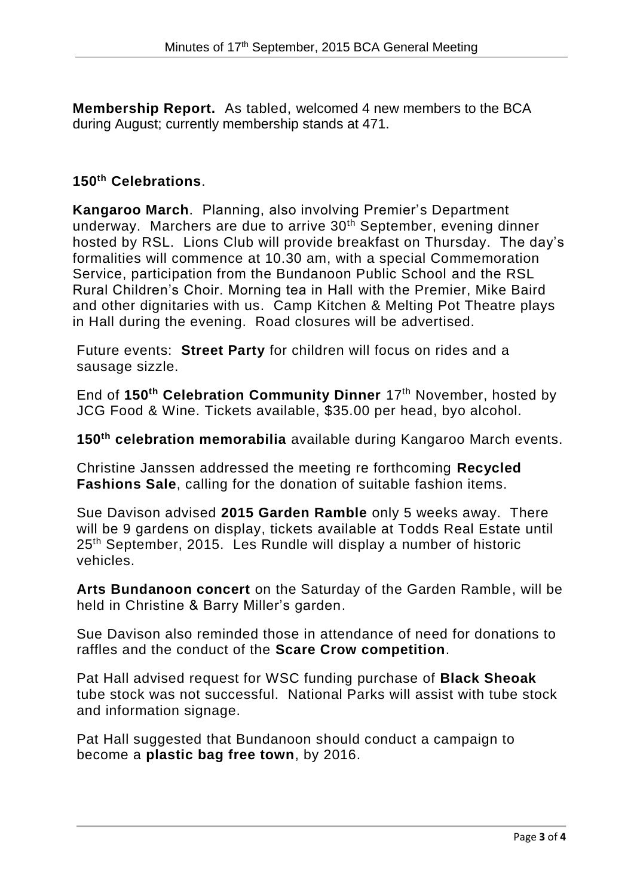**Membership Report.** As tabled, welcomed 4 new members to the BCA during August; currently membership stands at 471.

**150th Celebrations**.

**Kangaroo March**. Planning, also involving Premier's Department underway. Marchers are due to arrive 30th September, evening dinner hosted by RSL. Lions Club will provide breakfast on Thursday. The day's formalities will commence at 10.30 am, with a special Commemoration Service, participation from the Bundanoon Public School and the RSL Rural Children's Choir. Morning tea in Hall with the Premier, Mike Baird and other dignitaries with us. Camp Kitchen & Melting Pot Theatre plays in Hall during the evening. Road closures will be advertised.

Future events: **Street Party** for children will focus on rides and a sausage sizzle.

End of **150th Celebration Community Dinner** 17th November, hosted by JCG Food & Wine. Tickets available, $35.00 per head, byo alcohol.

**150th celebration memorabilia** available during Kangaroo March events.

Christine Janssen addressed the meeting re forthcoming **Recycled Fashions Sale**, calling for the donation of suitable fashion items.

Sue Davison advised **2015 Garden Ramble** only 5 weeks away. There will be 9 gardens on display, tickets available at Todds Real Estate until 25th September, 2015. Les Rundle will display a number of historic vehicles.

**Arts Bundanoon concert** on the Saturday of the Garden Ramble, will be held in Christine & Barry Miller's garden.

Sue Davison also reminded those in attendance of need for donations to raffles and the conduct of the **Scare Crow competition**.

Pat Hall advised request for WSC funding purchase of **Black Sheoak** tube stock was not successful. National Parks will assist with tube stock and information signage.

Pat Hall suggested that Bundanoon should conduct a campaign to become a **plastic bag free town**, by 2016.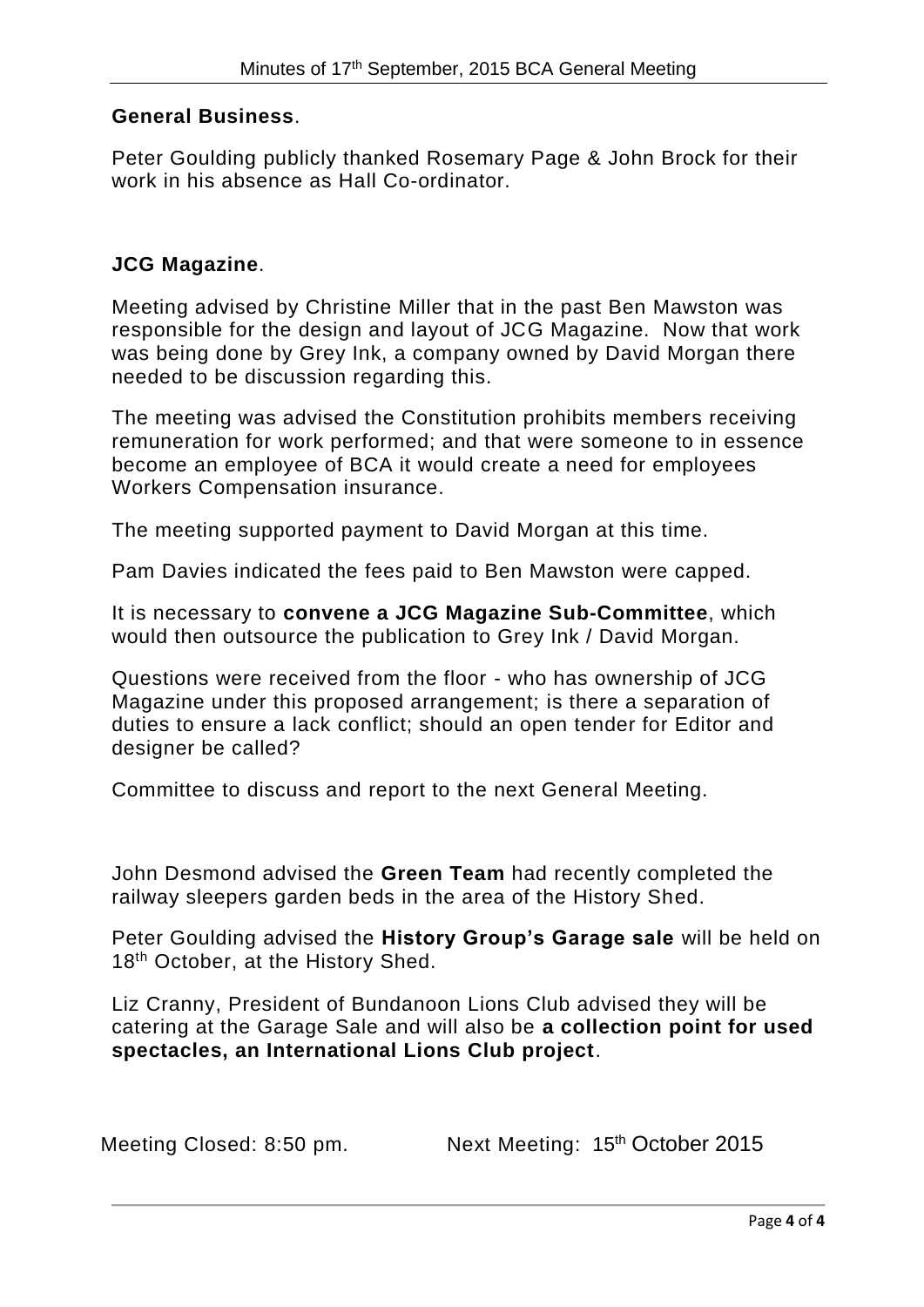**General Business**.

Peter Goulding publicly thanked Rosemary Page & John Brock for their work in his absence as Hall Co-ordinator.

**JCG Magazine**.

Meeting advised by Christine Miller that in the past Ben Mawston was responsible for the design and layout of JCG Magazine. Now that work was being done by Grey Ink, a company owned by David Morgan there needed to be discussion regarding this.

The meeting was advised the Constitution prohibits members receiving remuneration for work performed; and that were someone to in essence become an employee of BCA it would create a need for employees Workers Compensation insurance.

The meeting supported payment to David Morgan at this time.

Pam Davies indicated the fees paid to Ben Mawston were capped.

It is necessary to **convene a JCG Magazine Sub-Committee**, which would then outsource the publication to Grey Ink / David Morgan.

Questions were received from the floor - who has ownership of JCG Magazine under this proposed arrangement; is there a separation of duties to ensure a lack conflict; should an open tender for Editor and designer be called?

Committee to discuss and report to the next General Meeting.

John Desmond advised the **Green Team** had recently completed the railway sleepers garden beds in the area of the History Shed.

Peter Goulding advised the **History Group's Garage sale** will be held on 18th October, at the History Shed.

Liz Cranny, President of Bundanoon Lions Club advised they will be catering at the Garage Sale and will also be **a collection point for used spectacles, an International Lions Club project**.

Meeting Closed: 8:50 pm. Next Meeting: 15th October 2015